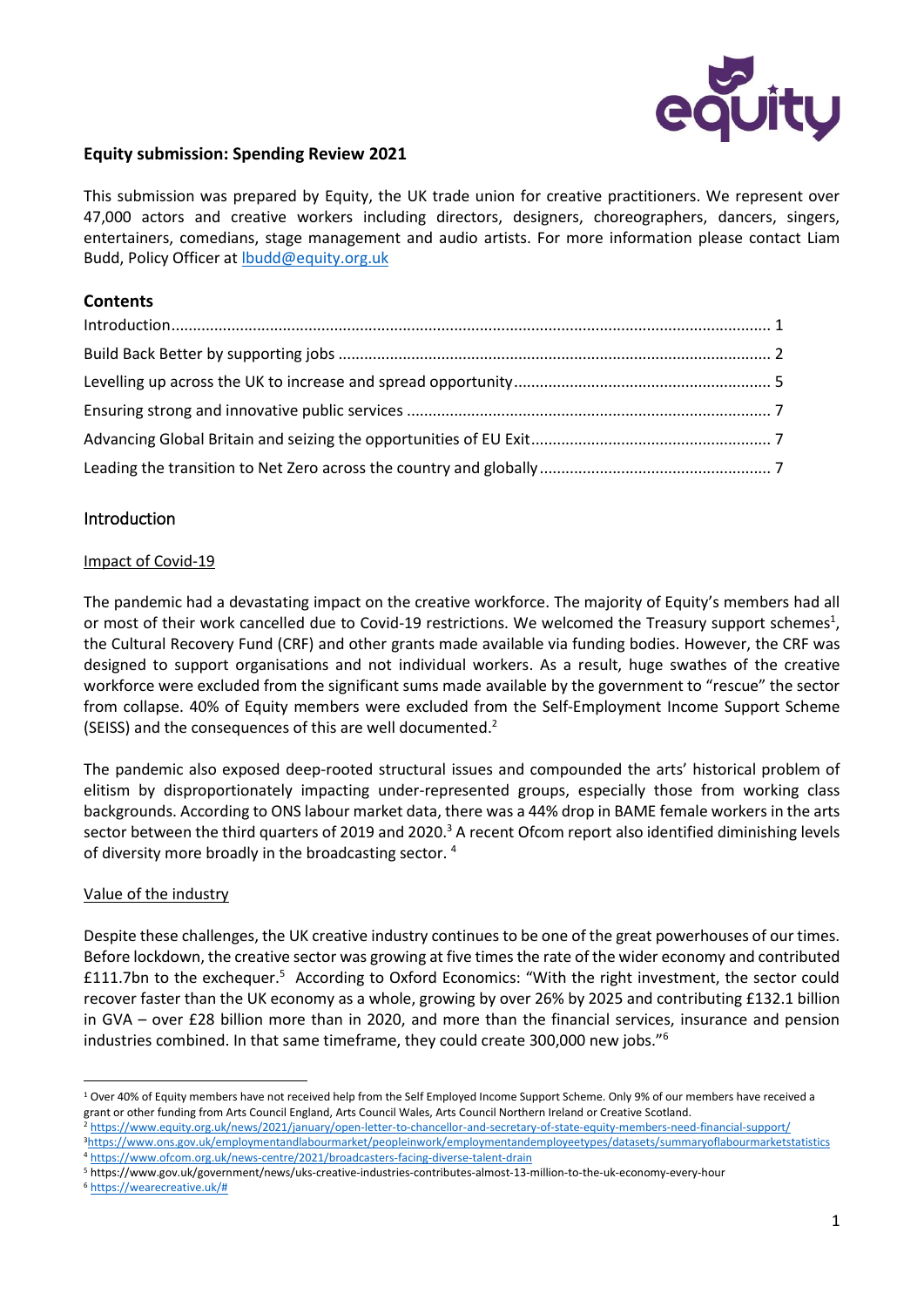## Equity submission: Spending Review 2021

This submission was prepared by Equity, the UK trade union for creative practitioners. We represent over 47,000 actors and creative workers including directors, designers, choreographers, dancers, singers, entertainers, comedians, stage management and audio artists. For more information please contact Liam Budd, Policy Officer at lbudd@equity.org.uk

### Contents

Introduction ..... 1
Build Back Better by supporting jobs ..... 2
Levelling up across the UK to increase and spread opportunity ..... 5
Ensuring strong and innovative public services ..... 7
Advancing Global Britain and seizing the opportunities of EU Exit ..... 7
Leading the transition to Net Zero across the country and globally ..... 7

## Introduction

### Impact of Covid-19

The pandemic had a devastating impact on the creative workforce. The majority of Equity's members had all or most of their work cancelled due to Covid-19 restrictions. We welcomed the Treasury support schemes[1], the Cultural Recovery Fund (CRF) and other grants made available via funding bodies. However, the CRF was designed to support organisations and not individual workers. As a result, huge swathes of the creative workforce were excluded from the significant sums made available by the government to "rescue" the sector from collapse. 40% of Equity members were excluded from the Self-Employment Income Support Scheme (SEISS) and the consequences of this are well documented.[2]

The pandemic also exposed deep-rooted structural issues and compounded the arts' historical problem of elitism by disproportionately impacting under-represented groups, especially those from working class backgrounds. According to ONS labour market data, there was a 44% drop in BAME female workers in the arts sector between the third quarters of 2019 and 2020.[3] A recent Ofcom report also identified diminishing levels of diversity more broadly in the broadcasting sector. [4]

### Value of the industry

Despite these challenges, the UK creative industry continues to be one of the great powerhouses of our times. Before lockdown, the creative sector was growing at five times the rate of the wider economy and contributed £111.7bn to the exchequer.[5] According to Oxford Economics: "With the right investment, the sector could recover faster than the UK economy as a whole, growing by over 26% by 2025 and contributing £132.1 billion in GVA – over £28 billion more than in 2020, and more than the financial services, insurance and pension industries combined. In that same timeframe, they could create 300,000 new jobs."[6]

---

[1] Over 40% of Equity members have not received help from the Self Employed Income Support Scheme. Only 9% of our members have received a grant or other funding from Arts Council England, Arts Council Wales, Arts Council Northern Ireland or Creative Scotland.

[2] https://www.equity.org.uk/news/2021/january/open-letter-to-chancellor-and-secretary-of-state-equity-members-need-financial-support/

[3] https://www.ons.gov.uk/employmentandlabourmarket/peopleinwork/employmentandemployeetypes/datasets/summaryoflabourmarketstatistics

[4] https://www.ofcom.org.uk/news-centre/2021/broadcasters-facing-diverse-talent-drain

[5] https://www.gov.uk/government/news/uks-creative-industries-contributes-almost-13-million-to-the-uk-economy-every-hour

[6] https://wearecreative.uk/#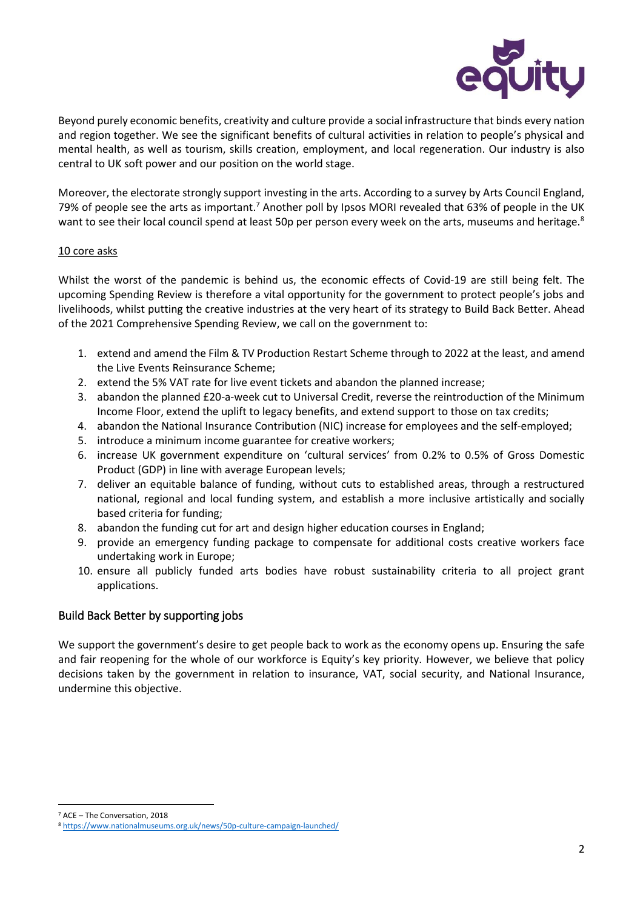Beyond purely economic benefits, creativity and culture provide a social infrastructure that binds every nation and region together. We see the significant benefits of cultural activities in relation to people's physical and mental health, as well as tourism, skills creation, employment, and local regeneration. Our industry is also central to UK soft power and our position on the world stage.

Moreover, the electorate strongly support investing in the arts. According to a survey by Arts Council England, 79% of people see the arts as important.[7] Another poll by Ipsos MORI revealed that 63% of people in the UK want to see their local council spend at least 50p per person every week on the arts, museums and heritage.[8]

## 10 core asks

Whilst the worst of the pandemic is behind us, the economic effects of Covid-19 are still being felt. The upcoming Spending Review is therefore a vital opportunity for the government to protect people's jobs and livelihoods, whilst putting the creative industries at the very heart of its strategy to Build Back Better. Ahead of the 2021 Comprehensive Spending Review, we call on the government to:

1. extend and amend the Film & TV Production Restart Scheme through to 2022 at the least, and amend the Live Events Reinsurance Scheme;
2. extend the 5% VAT rate for live event tickets and abandon the planned increase;
3. abandon the planned £20-a-week cut to Universal Credit, reverse the reintroduction of the Minimum Income Floor, extend the uplift to legacy benefits, and extend support to those on tax credits;
4. abandon the National Insurance Contribution (NIC) increase for employees and the self-employed;
5. introduce a minimum income guarantee for creative workers;
6. increase UK government expenditure on 'cultural services' from 0.2% to 0.5% of Gross Domestic Product (GDP) in line with average European levels;
7. deliver an equitable balance of funding, without cuts to established areas, through a restructured national, regional and local funding system, and establish a more inclusive artistically and socially based criteria for funding;
8. abandon the funding cut for art and design higher education courses in England;
9. provide an emergency funding package to compensate for additional costs creative workers face undertaking work in Europe;
10. ensure all publicly funded arts bodies have robust sustainability criteria to all project grant applications.

## Build Back Better by supporting jobs

We support the government's desire to get people back to work as the economy opens up. Ensuring the safe and fair reopening for the whole of our workforce is Equity's key priority. However, we believe that policy decisions taken by the government in relation to insurance, VAT, social security, and National Insurance, undermine this objective.

[7] ACE – The Conversation, 2018
[8] https://www.nationalmuseums.org.uk/news/50p-culture-campaign-launched/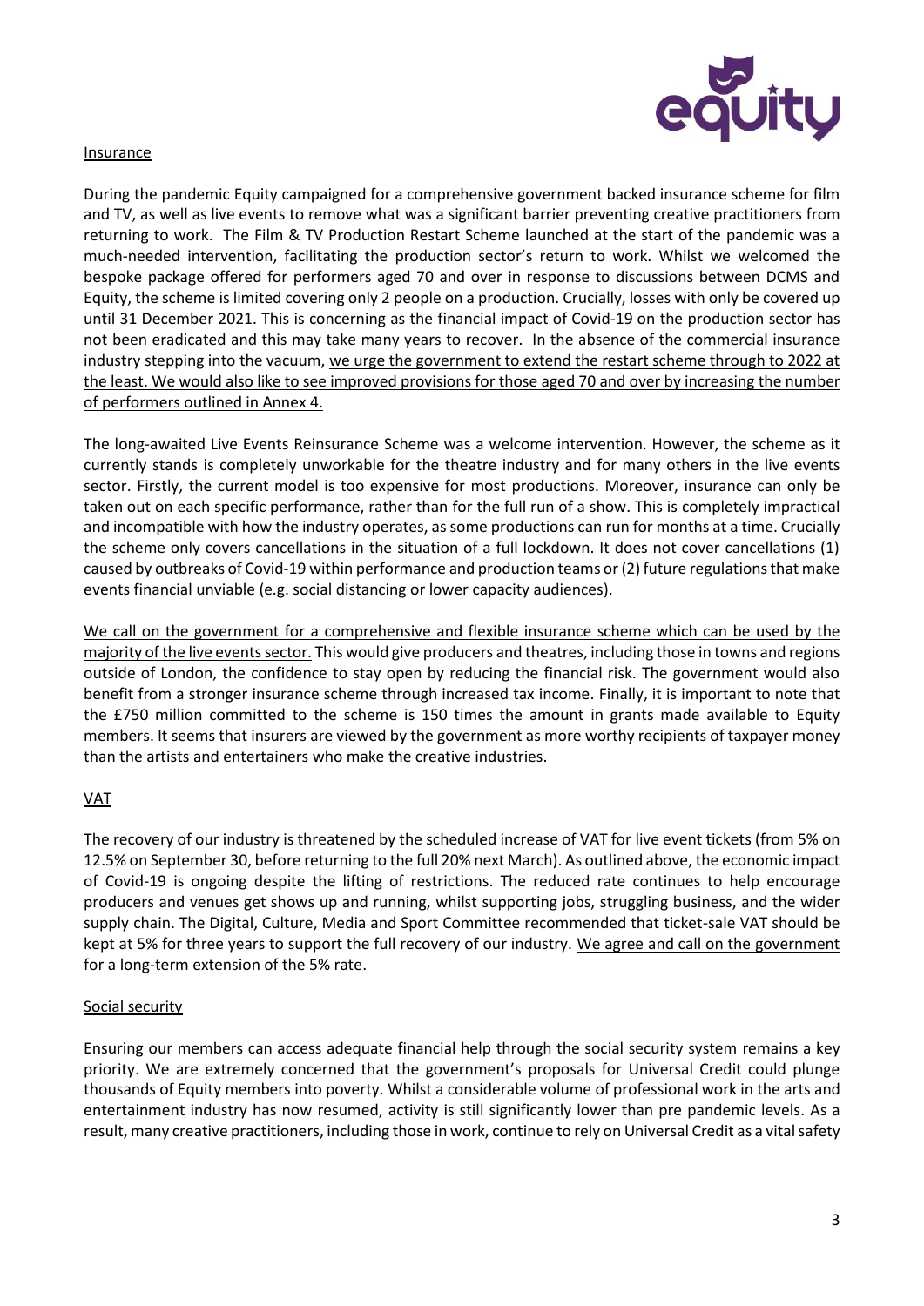## Insurance

During the pandemic Equity campaigned for a comprehensive government backed insurance scheme for film and TV, as well as live events to remove what was a significant barrier preventing creative practitioners from returning to work. The Film & TV Production Restart Scheme launched at the start of the pandemic was a much-needed intervention, facilitating the production sector's return to work. Whilst we welcomed the bespoke package offered for performers aged 70 and over in response to discussions between DCMS and Equity, the scheme is limited covering only 2 people on a production. Crucially, losses with only be covered up until 31 December 2021. This is concerning as the financial impact of Covid-19 on the production sector has not been eradicated and this may take many years to recover. In the absence of the commercial insurance industry stepping into the vacuum, we urge the government to extend the restart scheme through to 2022 at the least. We would also like to see improved provisions for those aged 70 and over by increasing the number of performers outlined in Annex 4.

The long-awaited Live Events Reinsurance Scheme was a welcome intervention. However, the scheme as it currently stands is completely unworkable for the theatre industry and for many others in the live events sector. Firstly, the current model is too expensive for most productions. Moreover, insurance can only be taken out on each specific performance, rather than for the full run of a show. This is completely impractical and incompatible with how the industry operates, as some productions can run for months at a time. Crucially the scheme only covers cancellations in the situation of a full lockdown. It does not cover cancellations (1) caused by outbreaks of Covid-19 within performance and production teams or (2) future regulations that make events financial unviable (e.g. social distancing or lower capacity audiences).

We call on the government for a comprehensive and flexible insurance scheme which can be used by the majority of the live events sector. This would give producers and theatres, including those in towns and regions outside of London, the confidence to stay open by reducing the financial risk. The government would also benefit from a stronger insurance scheme through increased tax income. Finally, it is important to note that the £750 million committed to the scheme is 150 times the amount in grants made available to Equity members. It seems that insurers are viewed by the government as more worthy recipients of taxpayer money than the artists and entertainers who make the creative industries.

## VAT

The recovery of our industry is threatened by the scheduled increase of VAT for live event tickets (from 5% on 12.5% on September 30, before returning to the full 20% next March). As outlined above, the economic impact of Covid-19 is ongoing despite the lifting of restrictions. The reduced rate continues to help encourage producers and venues get shows up and running, whilst supporting jobs, struggling business, and the wider supply chain. The Digital, Culture, Media and Sport Committee recommended that ticket-sale VAT should be kept at 5% for three years to support the full recovery of our industry. We agree and call on the government for a long-term extension of the 5% rate.

## Social security

Ensuring our members can access adequate financial help through the social security system remains a key priority. We are extremely concerned that the government's proposals for Universal Credit could plunge thousands of Equity members into poverty. Whilst a considerable volume of professional work in the arts and entertainment industry has now resumed, activity is still significantly lower than pre pandemic levels. As a result, many creative practitioners, including those in work, continue to rely on Universal Credit as a vital safety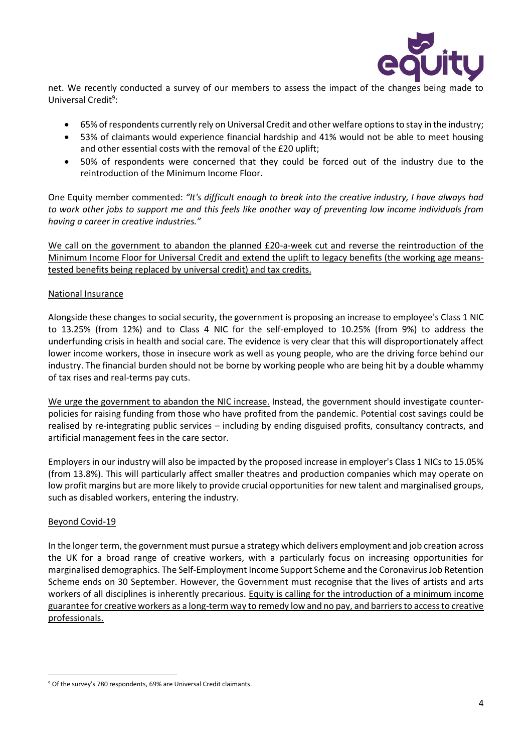net. We recently conducted a survey of our members to assess the impact of the changes being made to Universal Credit[9]:

- 65% of respondents currently rely on Universal Credit and other welfare options to stay in the industry;
- 53% of claimants would experience financial hardship and 41% would not be able to meet housing and other essential costs with the removal of the £20 uplift;
- 50% of respondents were concerned that they could be forced out of the industry due to the reintroduction of the Minimum Income Floor.

One Equity member commented: *"It's difficult enough to break into the creative industry, I have always had to work other jobs to support me and this feels like another way of preventing low income individuals from having a career in creative industries."*

We call on the government to abandon the planned £20-a-week cut and reverse the reintroduction of the Minimum Income Floor for Universal Credit and extend the uplift to legacy benefits (the working age means-tested benefits being replaced by universal credit) and tax credits.

## National Insurance

Alongside these changes to social security, the government is proposing an increase to employee's Class 1 NIC to 13.25% (from 12%) and to Class 4 NIC for the self-employed to 10.25% (from 9%) to address the underfunding crisis in health and social care. The evidence is very clear that this will disproportionately affect lower income workers, those in insecure work as well as young people, who are the driving force behind our industry. The financial burden should not be borne by working people who are being hit by a double whammy of tax rises and real-terms pay cuts.

We urge the government to abandon the NIC increase. Instead, the government should investigate counter-policies for raising funding from those who have profited from the pandemic. Potential cost savings could be realised by re-integrating public services – including by ending disguised profits, consultancy contracts, and artificial management fees in the care sector.

Employers in our industry will also be impacted by the proposed increase in employer's Class 1 NICs to 15.05% (from 13.8%). This will particularly affect smaller theatres and production companies which may operate on low profit margins but are more likely to provide crucial opportunities for new talent and marginalised groups, such as disabled workers, entering the industry.

## Beyond Covid-19

In the longer term, the government must pursue a strategy which delivers employment and job creation across the UK for a broad range of creative workers, with a particularly focus on increasing opportunities for marginalised demographics. The Self-Employment Income Support Scheme and the Coronavirus Job Retention Scheme ends on 30 September. However, the Government must recognise that the lives of artists and arts workers of all disciplines is inherently precarious. Equity is calling for the introduction of a minimum income guarantee for creative workers as a long-term way to remedy low and no pay, and barriers to access to creative professionals.

[9] Of the survey's 780 respondents, 69% are Universal Credit claimants.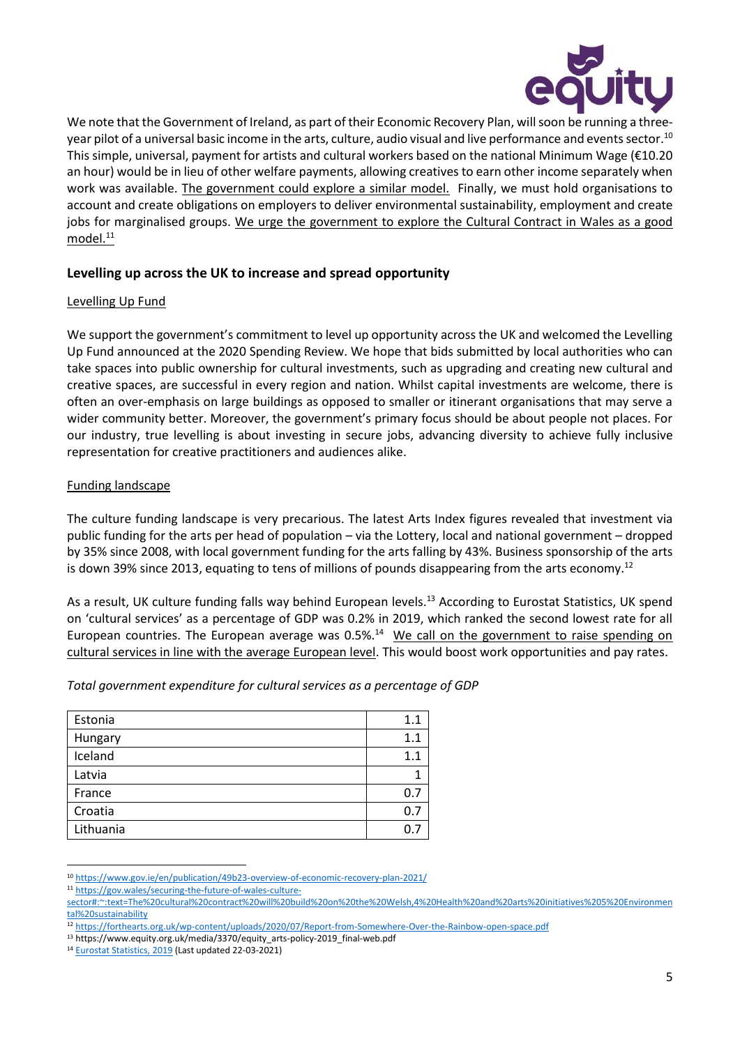We note that the Government of Ireland, as part of their Economic Recovery Plan, will soon be running a three-year pilot of a universal basic income in the arts, culture, audio visual and live performance and events sector.[10] This simple, universal, payment for artists and cultural workers based on the national Minimum Wage (€10.20 an hour) would be in lieu of other welfare payments, allowing creatives to earn other income separately when work was available. The government could explore a similar model. Finally, we must hold organisations to account and create obligations on employers to deliver environmental sustainability, employment and create jobs for marginalised groups. We urge the government to explore the Cultural Contract in Wales as a good model.[11]

### Levelling up across the UK to increase and spread opportunity

Levelling Up Fund

We support the government's commitment to level up opportunity across the UK and welcomed the Levelling Up Fund announced at the 2020 Spending Review. We hope that bids submitted by local authorities who can take spaces into public ownership for cultural investments, such as upgrading and creating new cultural and creative spaces, are successful in every region and nation. Whilst capital investments are welcome, there is often an over-emphasis on large buildings as opposed to smaller or itinerant organisations that may serve a wider community better. Moreover, the government's primary focus should be about people not places. For our industry, true levelling is about investing in secure jobs, advancing diversity to achieve fully inclusive representation for creative practitioners and audiences alike.

Funding landscape

The culture funding landscape is very precarious. The latest Arts Index figures revealed that investment via public funding for the arts per head of population – via the Lottery, local and national government – dropped by 35% since 2008, with local government funding for the arts falling by 43%. Business sponsorship of the arts is down 39% since 2013, equating to tens of millions of pounds disappearing from the arts economy.[12]

As a result, UK culture funding falls way behind European levels.[13] According to Eurostat Statistics, UK spend on 'cultural services' as a percentage of GDP was 0.2% in 2019, which ranked the second lowest rate for all European countries. The European average was 0.5%.[14] We call on the government to raise spending on cultural services in line with the average European level. This would boost work opportunities and pay rates.

*Total government expenditure for cultural services as a percentage of GDP*

| Country | % of GDP |
|---|---|
| Estonia | 1.1 |
| Hungary | 1.1 |
| Iceland | 1.1 |
| Latvia | 1 |
| France | 0.7 |
| Croatia | 0.7 |
| Lithuania | 0.7 |

---

[10] https://www.gov.ie/en/publication/49b23-overview-of-economic-recovery-plan-2021/

[11] https://gov.wales/securing-the-future-of-wales-culture-sector#:~:text=The%20cultural%20contract%20will%20build%20on%20the%20Welsh,4%20Health%20and%20arts%20initiatives%205%20Environmental%20sustainability

[12] https://forthearts.org.uk/wp-content/uploads/2020/07/Report-from-Somewhere-Over-the-Rainbow-open-space.pdf

[13] https://www.equity.org.uk/media/3370/equity_arts-policy-2019_final-web.pdf

[14] Eurostat Statistics, 2019 (Last updated 22-03-2021)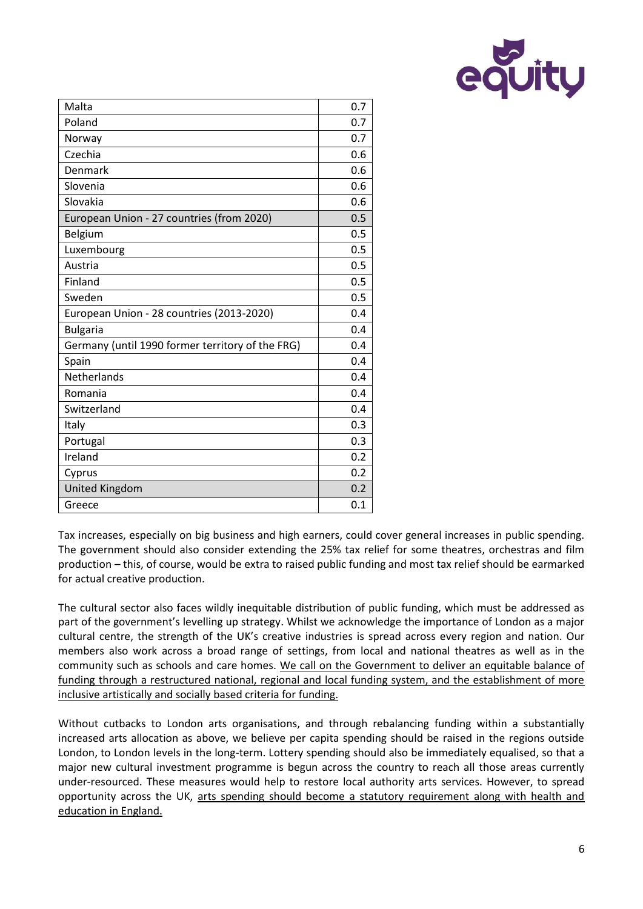| | |
|---|---|
| Malta | 0.7 |
| Poland | 0.7 |
| Norway | 0.7 |
| Czechia | 0.6 |
| Denmark | 0.6 |
| Slovenia | 0.6 |
| Slovakia | 0.6 |
| European Union - 27 countries (from 2020) | 0.5 |
| Belgium | 0.5 |
| Luxembourg | 0.5 |
| Austria | 0.5 |
| Finland | 0.5 |
| Sweden | 0.5 |
| European Union - 28 countries (2013-2020) | 0.4 |
| Bulgaria | 0.4 |
| Germany (until 1990 former territory of the FRG) | 0.4 |
| Spain | 0.4 |
| Netherlands | 0.4 |
| Romania | 0.4 |
| Switzerland | 0.4 |
| Italy | 0.3 |
| Portugal | 0.3 |
| Ireland | 0.2 |
| Cyprus | 0.2 |
| United Kingdom | 0.2 |
| Greece | 0.1 |

Tax increases, especially on big business and high earners, could cover general increases in public spending. The government should also consider extending the 25% tax relief for some theatres, orchestras and film production – this, of course, would be extra to raised public funding and most tax relief should be earmarked for actual creative production.

The cultural sector also faces wildly inequitable distribution of public funding, which must be addressed as part of the government's levelling up strategy. Whilst we acknowledge the importance of London as a major cultural centre, the strength of the UK's creative industries is spread across every region and nation. Our members also work across a broad range of settings, from local and national theatres as well as in the community such as schools and care homes. <u>We call on the Government to deliver an equitable balance of funding through a restructured national, regional and local funding system, and the establishment of more inclusive artistically and socially based criteria for funding.</u>

Without cutbacks to London arts organisations, and through rebalancing funding within a substantially increased arts allocation as above, we believe per capita spending should be raised in the regions outside London, to London levels in the long-term. Lottery spending should also be immediately equalised, so that a major new cultural investment programme is begun across the country to reach all those areas currently under-resourced. These measures would help to restore local authority arts services. However, to spread opportunity across the UK, <u>arts spending should become a statutory requirement along with health and education in England.</u>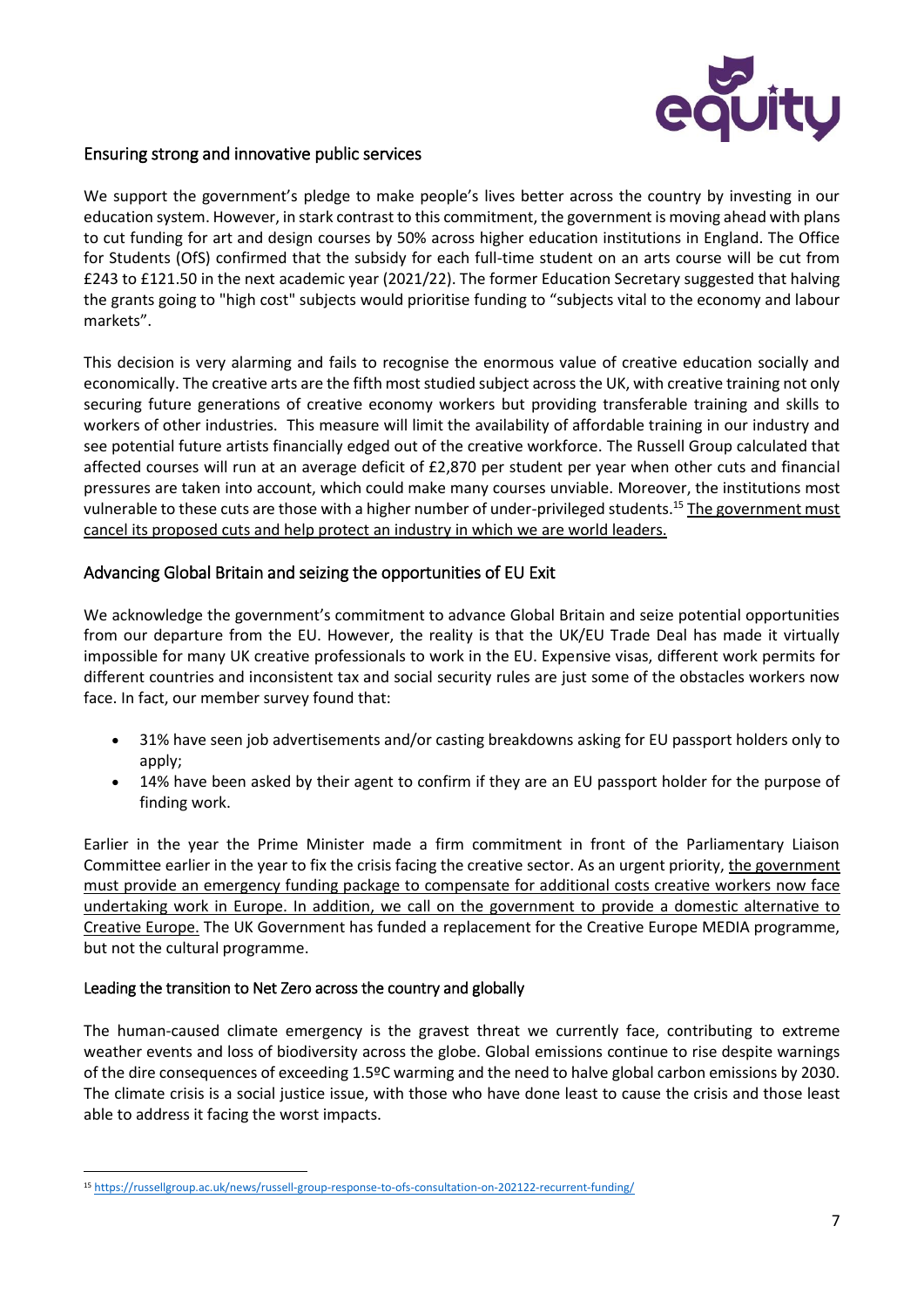## Ensuring strong and innovative public services

We support the government's pledge to make people's lives better across the country by investing in our education system. However, in stark contrast to this commitment, the government is moving ahead with plans to cut funding for art and design courses by 50% across higher education institutions in England. The Office for Students (OfS) confirmed that the subsidy for each full-time student on an arts course will be cut from £243 to £121.50 in the next academic year (2021/22). The former Education Secretary suggested that halving the grants going to "high cost" subjects would prioritise funding to "subjects vital to the economy and labour markets".

This decision is very alarming and fails to recognise the enormous value of creative education socially and economically. The creative arts are the fifth most studied subject across the UK, with creative training not only securing future generations of creative economy workers but providing transferable training and skills to workers of other industries. This measure will limit the availability of affordable training in our industry and see potential future artists financially edged out of the creative workforce. The Russell Group calculated that affected courses will run at an average deficit of £2,870 per student per year when other cuts and financial pressures are taken into account, which could make many courses unviable. Moreover, the institutions most vulnerable to these cuts are those with a higher number of under-privileged students.[15] The government must cancel its proposed cuts and help protect an industry in which we are world leaders.

## Advancing Global Britain and seizing the opportunities of EU Exit

We acknowledge the government's commitment to advance Global Britain and seize potential opportunities from our departure from the EU. However, the reality is that the UK/EU Trade Deal has made it virtually impossible for many UK creative professionals to work in the EU. Expensive visas, different work permits for different countries and inconsistent tax and social security rules are just some of the obstacles workers now face. In fact, our member survey found that:

- 31% have seen job advertisements and/or casting breakdowns asking for EU passport holders only to apply;
- 14% have been asked by their agent to confirm if they are an EU passport holder for the purpose of finding work.

Earlier in the year the Prime Minister made a firm commitment in front of the Parliamentary Liaison Committee earlier in the year to fix the crisis facing the creative sector. As an urgent priority, the government must provide an emergency funding package to compensate for additional costs creative workers now face undertaking work in Europe. In addition, we call on the government to provide a domestic alternative to Creative Europe. The UK Government has funded a replacement for the Creative Europe MEDIA programme, but not the cultural programme.

## Leading the transition to Net Zero across the country and globally

The human-caused climate emergency is the gravest threat we currently face, contributing to extreme weather events and loss of biodiversity across the globe. Global emissions continue to rise despite warnings of the dire consequences of exceeding 1.5ºC warming and the need to halve global carbon emissions by 2030. The climate crisis is a social justice issue, with those who have done least to cause the crisis and those least able to address it facing the worst impacts.

---

[15] https://russellgroup.ac.uk/news/russell-group-response-to-ofs-consultation-on-202122-recurrent-funding/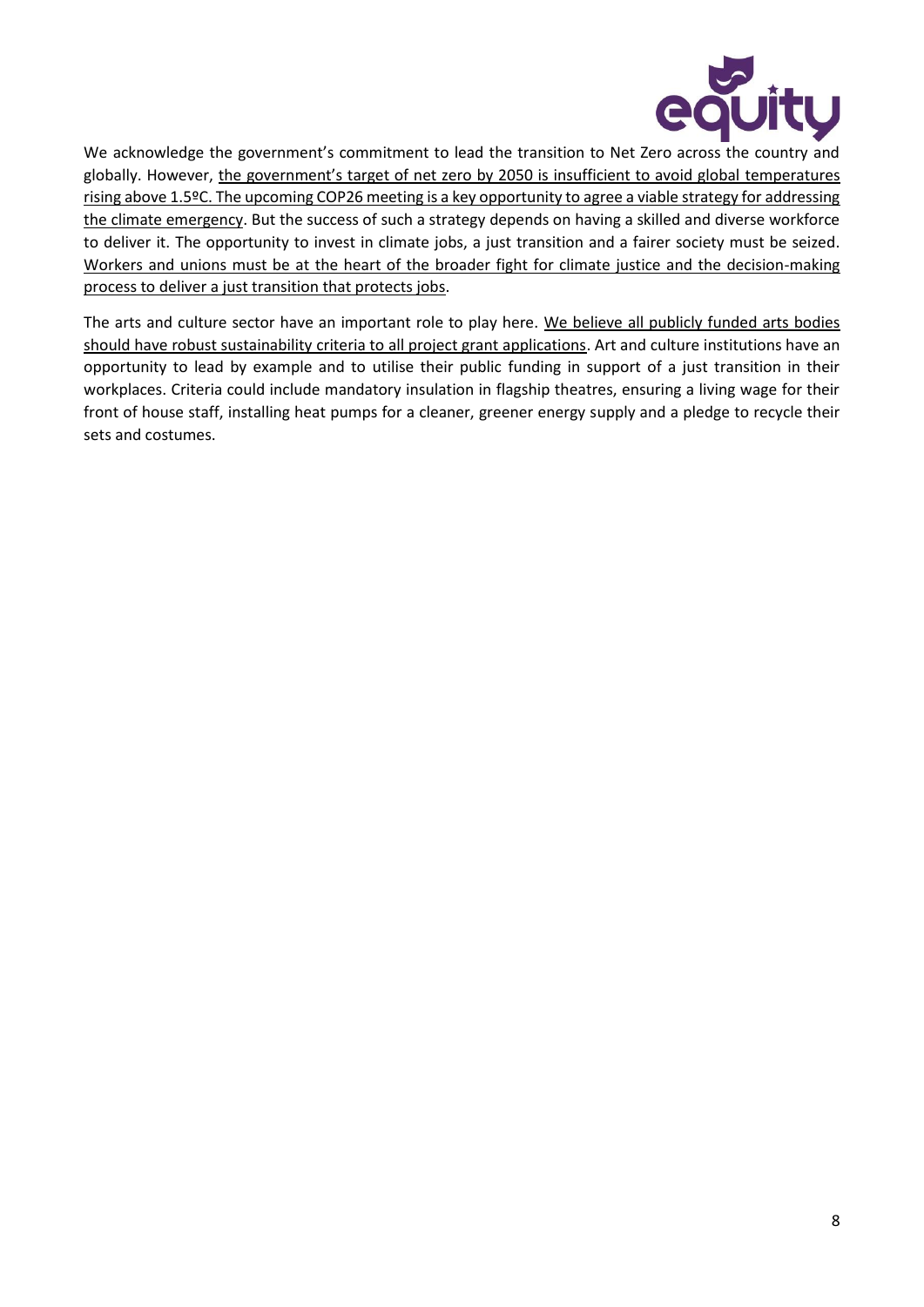We acknowledge the government's commitment to lead the transition to Net Zero across the country and globally. However, the government's target of net zero by 2050 is insufficient to avoid global temperatures rising above 1.5ºC. The upcoming COP26 meeting is a key opportunity to agree a viable strategy for addressing the climate emergency. But the success of such a strategy depends on having a skilled and diverse workforce to deliver it. The opportunity to invest in climate jobs, a just transition and a fairer society must be seized. Workers and unions must be at the heart of the broader fight for climate justice and the decision-making process to deliver a just transition that protects jobs.

The arts and culture sector have an important role to play here. We believe all publicly funded arts bodies should have robust sustainability criteria to all project grant applications. Art and culture institutions have an opportunity to lead by example and to utilise their public funding in support of a just transition in their workplaces. Criteria could include mandatory insulation in flagship theatres, ensuring a living wage for their front of house staff, installing heat pumps for a cleaner, greener energy supply and a pledge to recycle their sets and costumes.